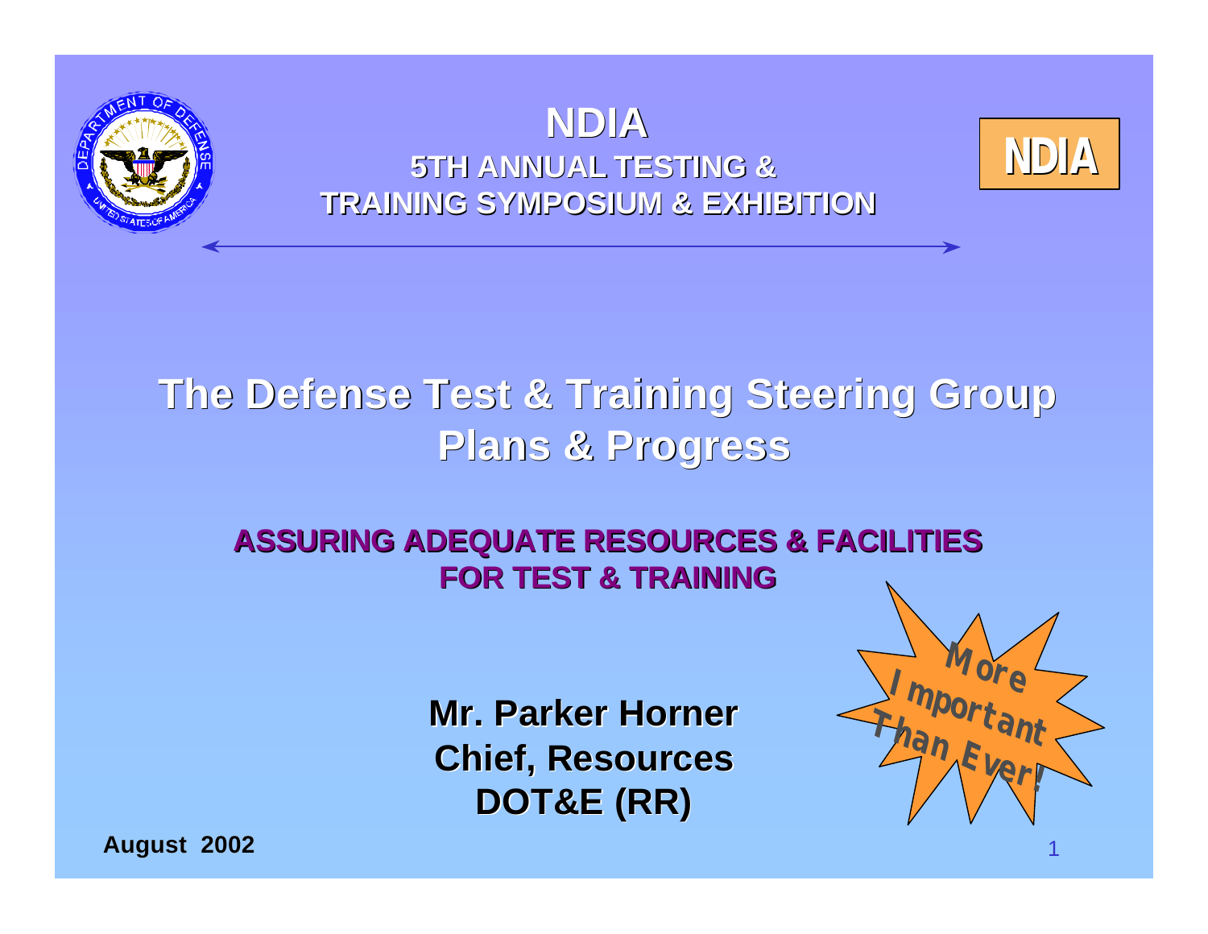# NDIA

## 5TH ANNUAL TESTING & TRAINING SYMPOSIUM & EXHIBITION

NDIA

# The Defense Test & Training Steering Group Plans & Progress

## ASSURING ADEQUATE RESOURCES & FACILITIES FOR TEST & TRAINING

More Important Than Ever!

**Mr. Parker Horner**
**Chief, Resources**
**DOT&E (RR)**

**August 2002**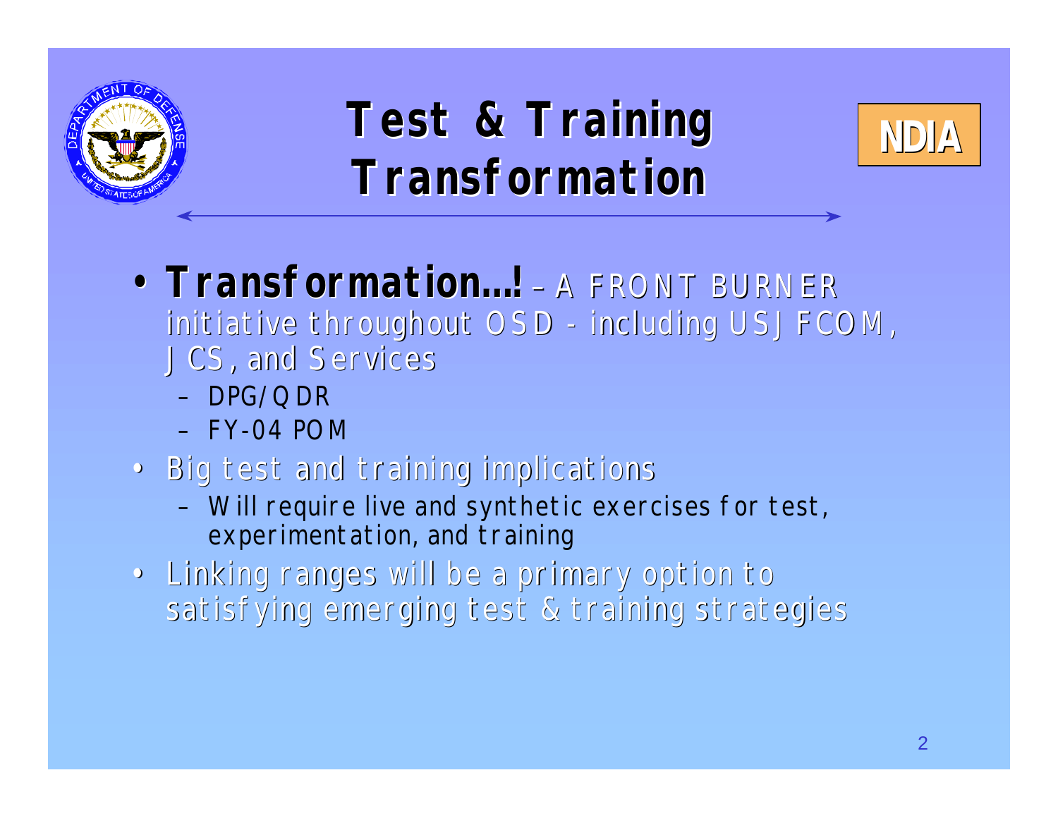# Test & Training Transformation

NDIA

- **Transformation…!** – A FRONT BURNER initiative throughout OSD - including USJFCOM, JCS, and Services
  - DPG/QDR
  - FY-04 POM
- Big test and training implications
  - Will require live and synthetic exercises for test, experimentation, and training
- Linking ranges will be a primary option to satisfying emerging test & training strategies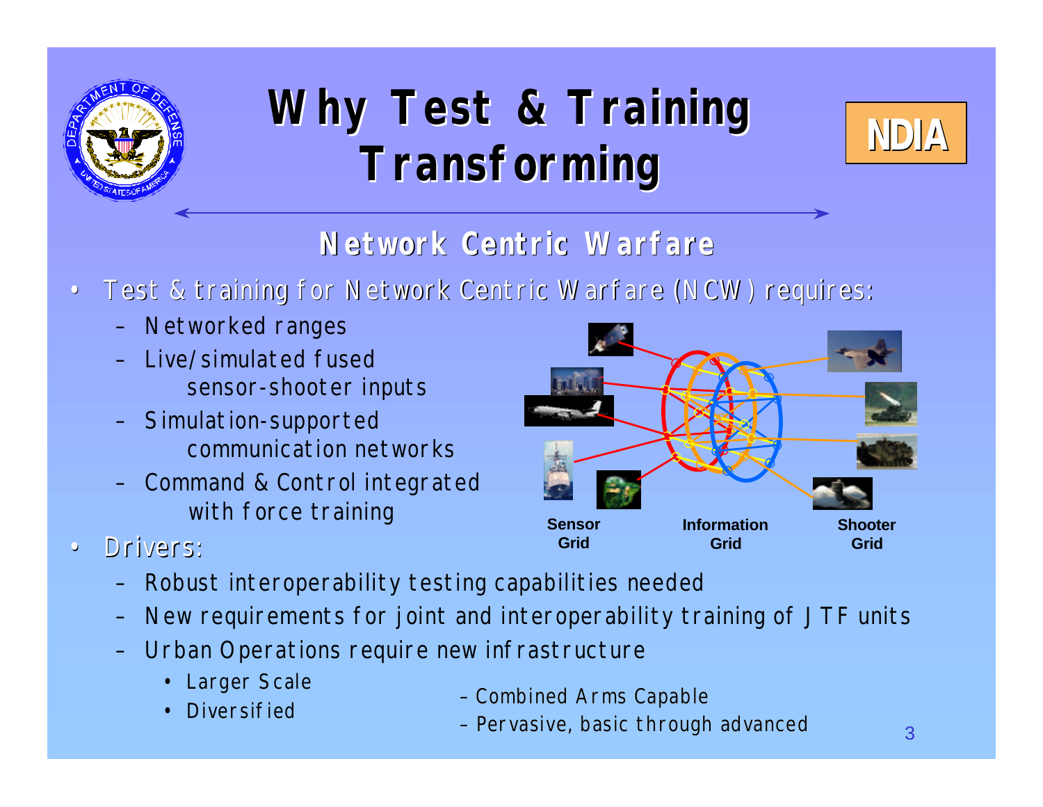# Why Test & Training Transforming

## Network Centric Warfare

- Test & training for Network Centric Warfare (NCW) requires:
  - Networked ranges
  - Live/simulated fused sensor-shooter inputs
  - Simulation-supported communication networks
  - Command & Control integrated with force training

Sensor Grid — Information Grid — Shooter Grid

- Drivers:
  - Robust interoperability testing capabilities needed
  - New requirements for joint and interoperability training of JTF units
  - Urban Operations require new infrastructure
    - Larger Scale
    - Diversified
    - Combined Arms Capable
    - Pervasive, basic through advanced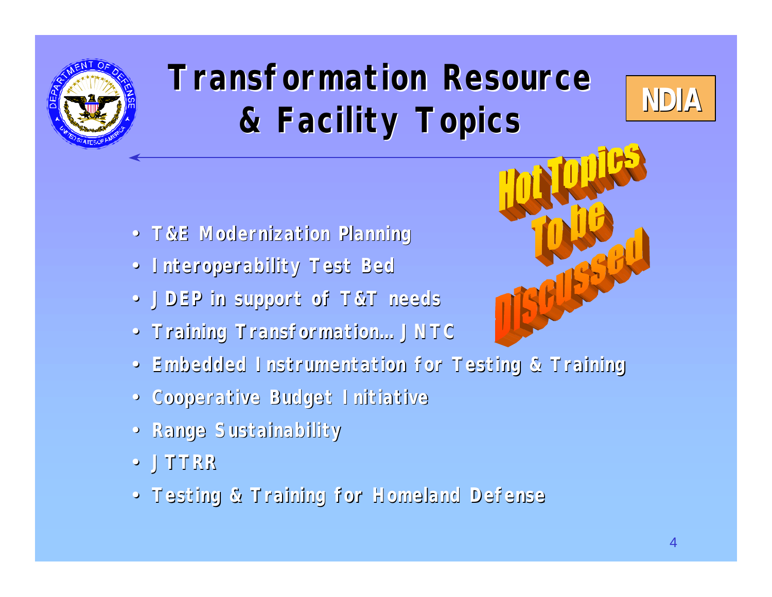# Transformation Resource & Facility Topics

NDIA

Hot Topics To be Discussed

- T&E Modernization Planning
- Interoperability Test Bed
- JDEP in support of T&T needs
- Training Transformation… JNTC
- Embedded Instrumentation for Testing & Training
- Cooperative Budget Initiative
- Range Sustainability
- JTTRR
- Testing & Training for Homeland Defense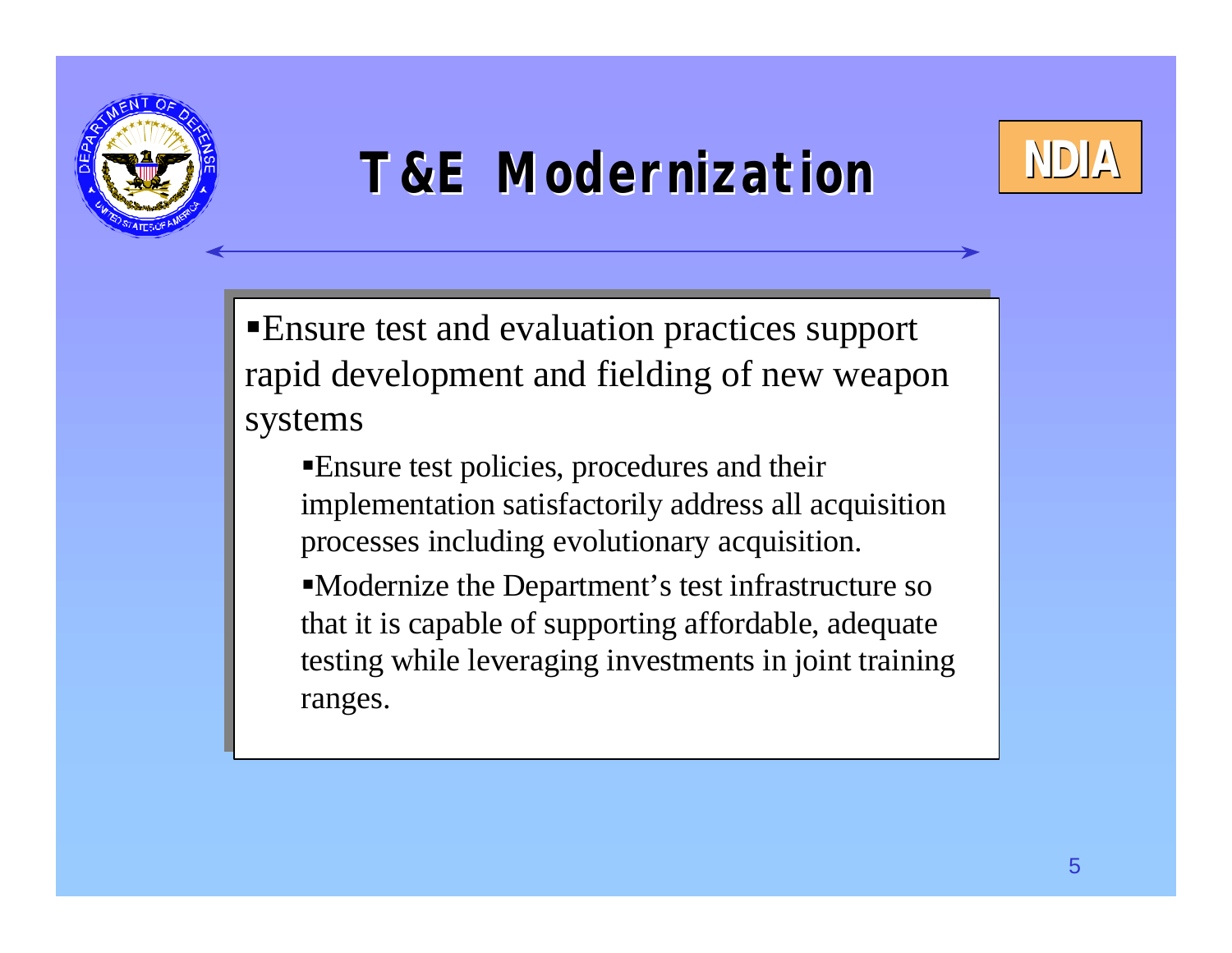# T&E Modernization

NDIA

- Ensure test and evaluation practices support rapid development and fielding of new weapon systems
  - Ensure test policies, procedures and their implementation satisfactorily address all acquisition processes including evolutionary acquisition.
  - Modernize the Department's test infrastructure so that it is capable of supporting affordable, adequate testing while leveraging investments in joint training ranges.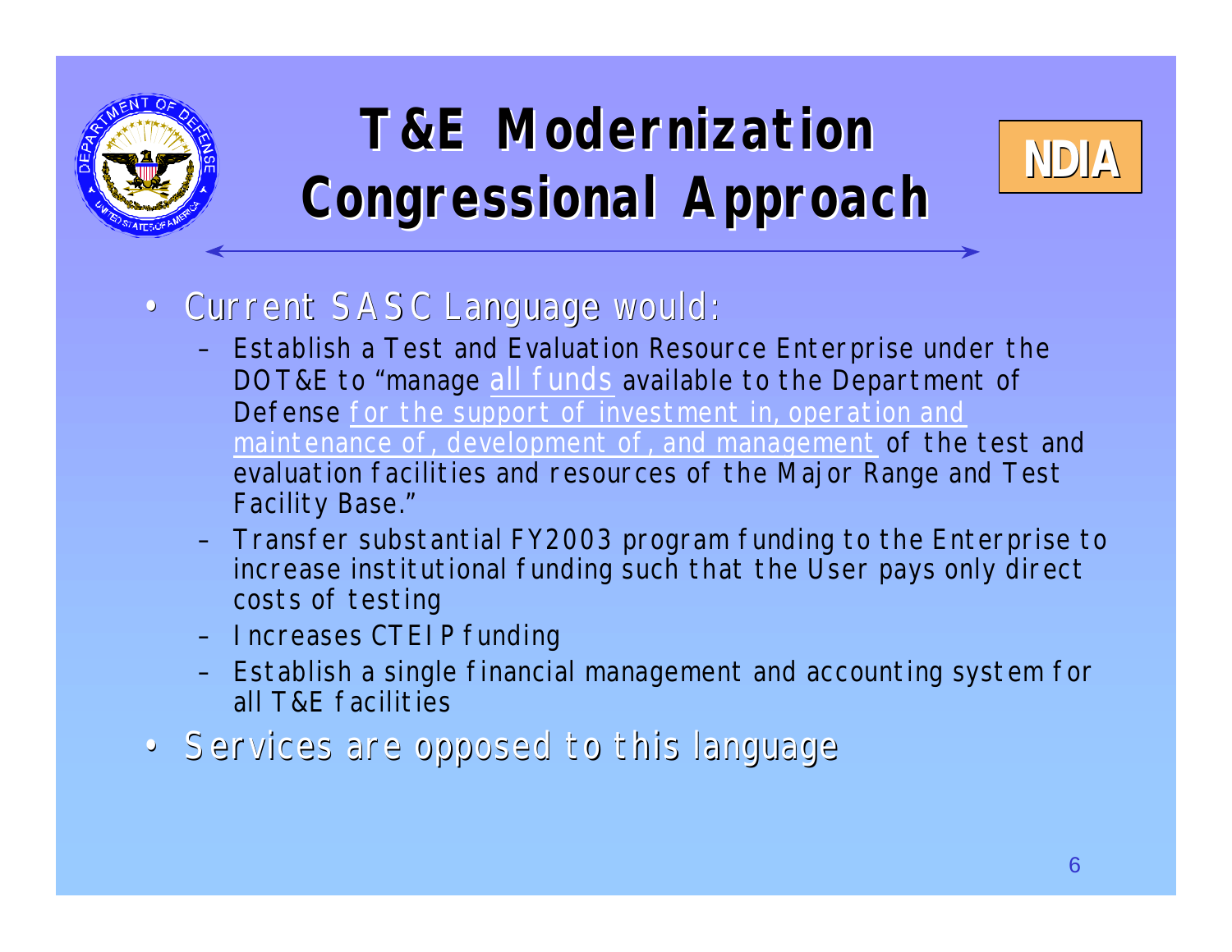# T&E Modernization Congressional Approach

NDIA

- Current SASC Language would:
  - Establish a Test and Evaluation Resource Enterprise under the DOT&E to "manage all funds available to the Department of Defense for the support of investment in, operation and maintenance of, development of, and management of the test and evaluation facilities and resources of the Major Range and Test Facility Base."
  - Transfer substantial FY2003 program funding to the Enterprise to increase institutional funding such that the User pays only direct costs of testing
  - Increases CTEIP funding
  - Establish a single financial management and accounting system for all T&E facilities
- Services are opposed to this language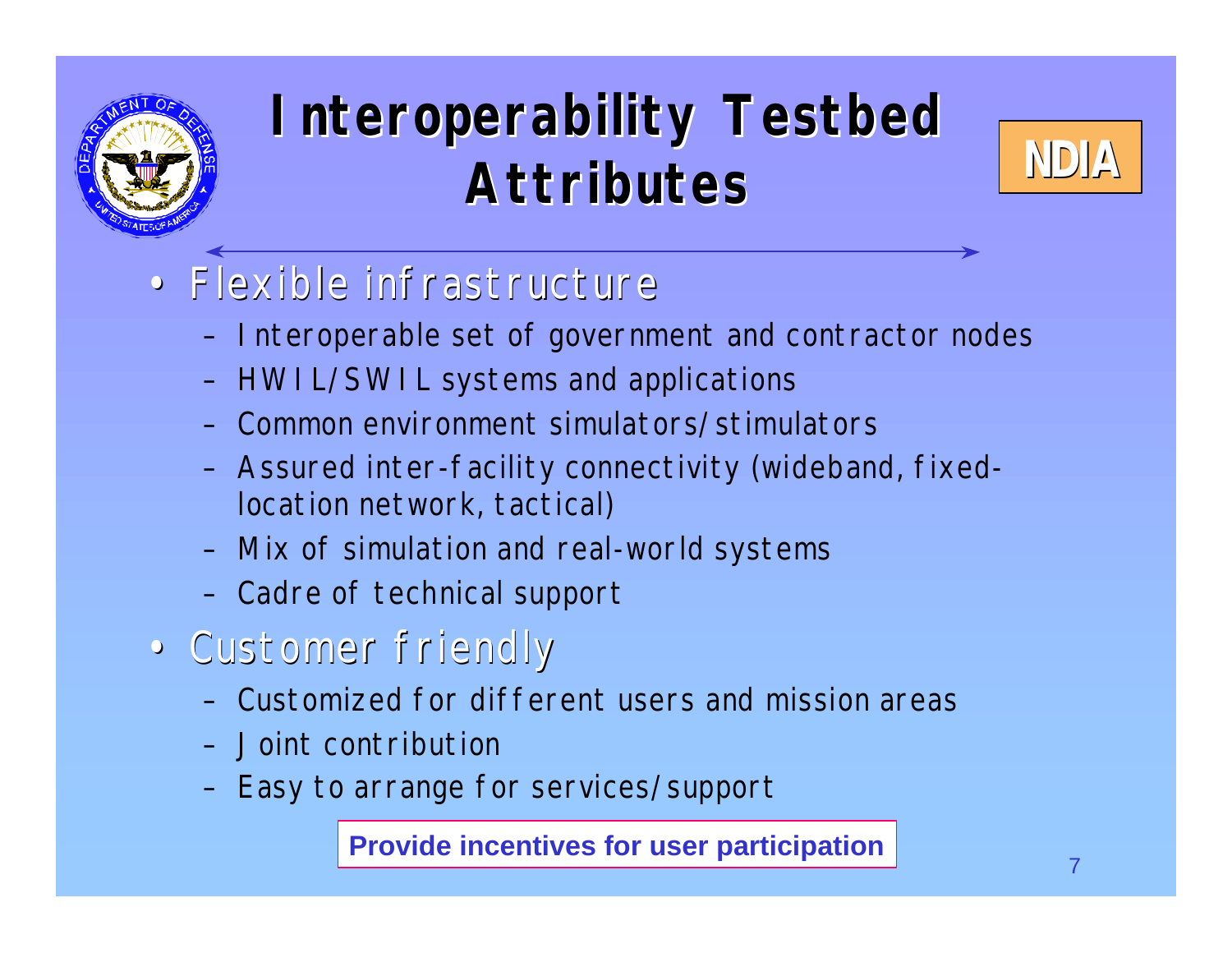# Interoperability Testbed Attributes

- Flexible infrastructure
  - Interoperable set of government and contractor nodes
  - HWIL/SWIL systems and applications
  - Common environment simulators/stimulators
  - Assured inter-facility connectivity (wideband, fixed-location network, tactical)
  - Mix of simulation and real-world systems
  - Cadre of technical support
- Customer friendly
  - Customized for different users and mission areas
  - Joint contribution
  - Easy to arrange for services/support

**Provide incentives for user participation**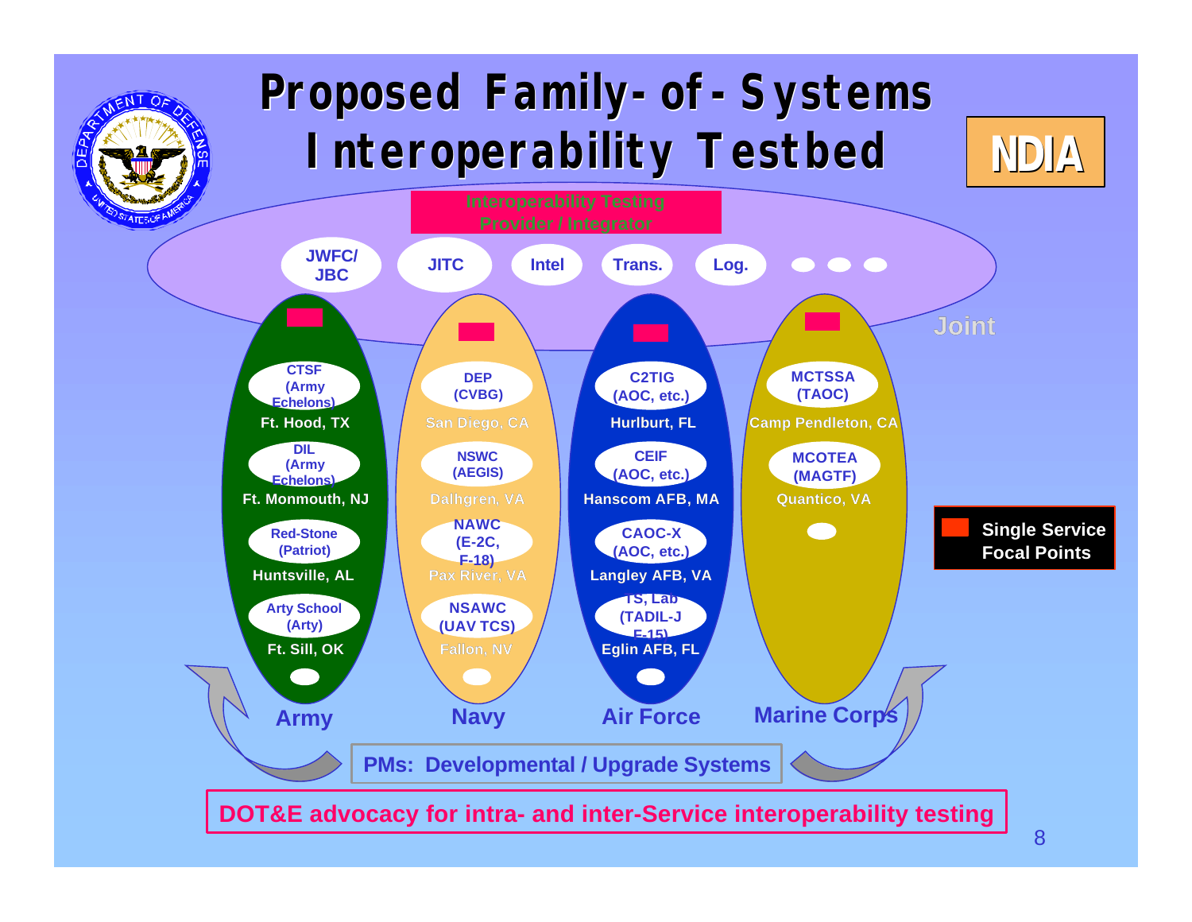# Proposed Family-of-Systems Interoperability Testbed

NDIA

**Interoperability Testing Provider / Integrator**

**Joint**

- JWFC/ JBC
- JITC
- Intel
- Trans.
- Log.

**Army**

- CTSF (Army Echelons) — Ft. Hood, TX
- DIL (Army Echelons) — Ft. Monmouth, NJ
- Red-Stone (Patriot) — Huntsville, AL
- Arty School (Arty) — Ft. Sill, OK

**Navy**

- DEP (CVBG) — San Diego, CA
- NSWC (AEGIS) — Dalhgren, VA
- NAWC (E-2C, F-18) — Pax River, VA
- NSAWC (UAV TCS) — Fallon, NV

**Air Force**

- C2TIG (AOC, etc.) — Hurlburt, FL
- CEIF (AOC, etc.) — Hanscom AFB, MA
- CAOC-X (AOC, etc.) — Langley AFB, VA
- TS, Lab (TADIL-J F-15) — Eglin AFB, FL

**Marine Corps**

- MCTSSA (TAOC) — Camp Pendleton, CA
- MCOTEA (MAGTF) — Quantico, VA

Single Service Focal Points

**PMs: Developmental / Upgrade Systems**

**DOT&E advocacy for intra- and inter-Service interoperability testing**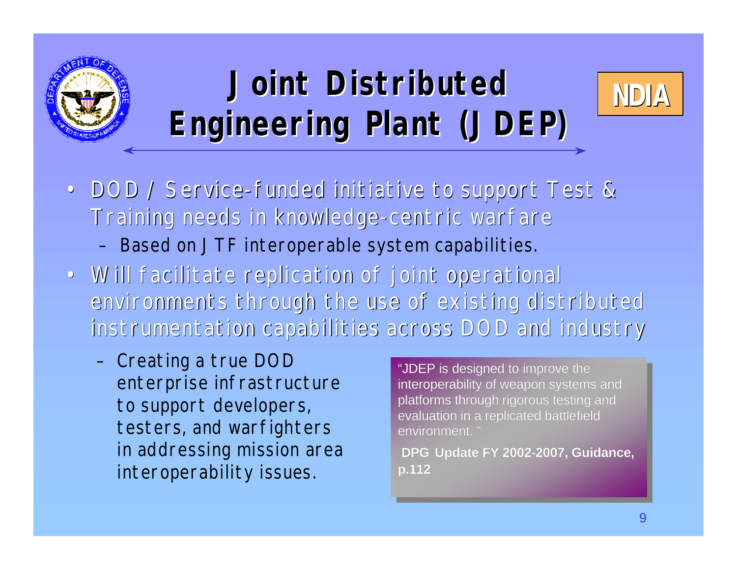# Joint Distributed Engineering Plant (JDEP)

NDIA

- DOD / Service-funded initiative to support Test & Training needs in knowledge-centric warfare
  - Based on JTF interoperable system capabilities.
- Will facilitate replication of joint operational environments through the use of existing distributed instrumentation capabilities across DOD and industry
  - Creating a true DOD enterprise infrastructure to support developers, testers, and warfighters in addressing mission area interoperability issues.

> "JDEP is designed to improve the interoperability of weapon systems and platforms through rigorous testing and evaluation in a replicated battlefield environment."
>
> **DPG Update FY 2002-2007, Guidance, p.112**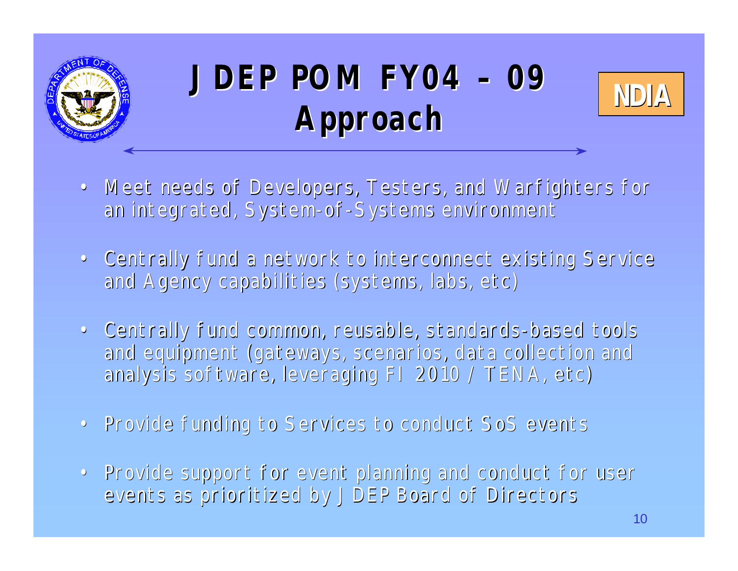# JDEP POM FY04 – 09 Approach

NDIA

- Meet needs of Developers, Testers, and Warfighters for an integrated, System-of-Systems environment
- Centrally fund a network to interconnect existing Service and Agency capabilities (systems, labs, etc)
- Centrally fund common, reusable, standards-based tools and equipment (gateways, scenarios, data collection and analysis software, leveraging FI 2010 / TENA, etc)
- Provide funding to Services to conduct SoS events
- Provide support for event planning and conduct for user events as prioritized by JDEP Board of Directors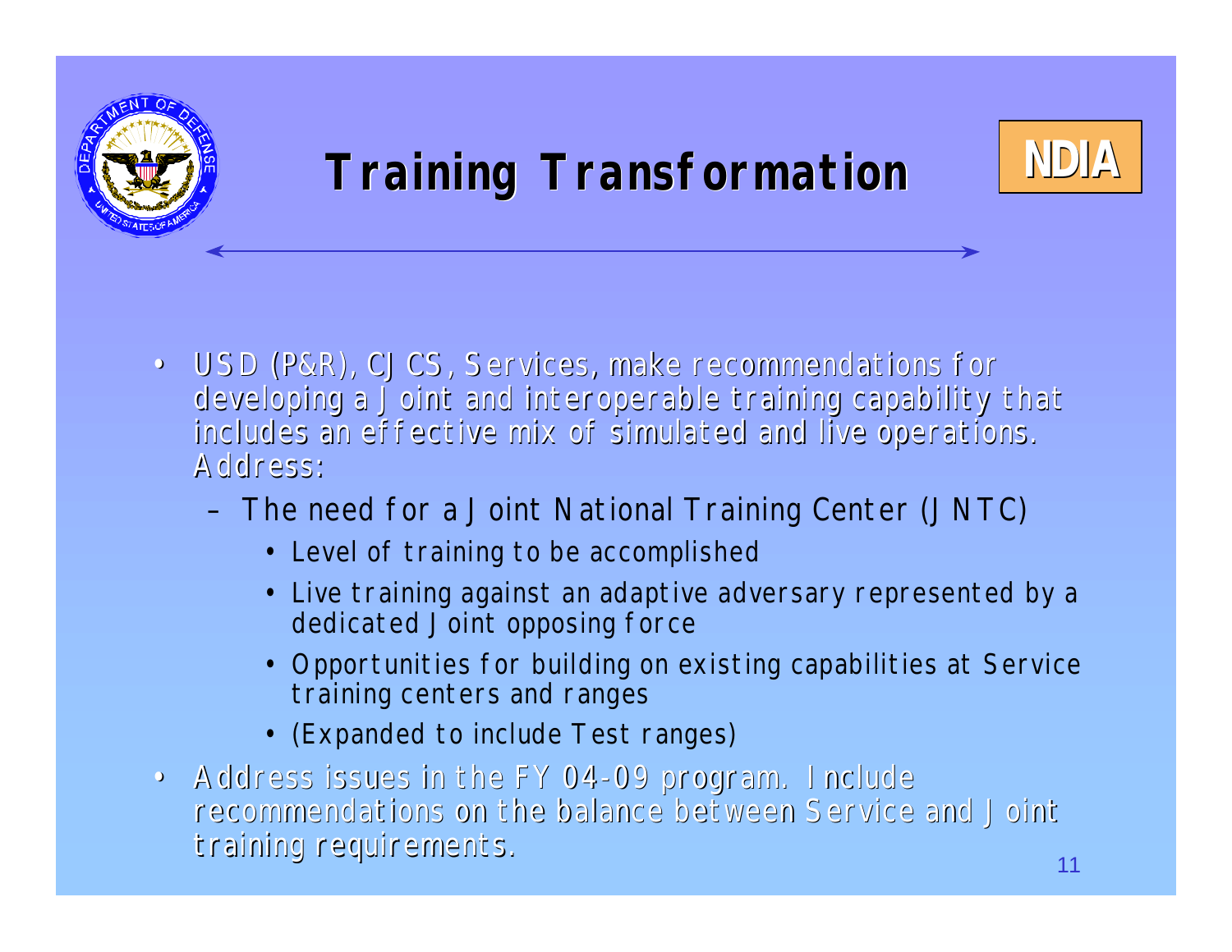# Training Transformation

- USD (P&R), CJCS, Services, make recommendations for developing a Joint and interoperable training capability that includes an effective mix of simulated and live operations. Address:
  - The need for a Joint National Training Center (JNTC)
    - Level of training to be accomplished
    - Live training against an adaptive adversary represented by a dedicated Joint opposing force
    - Opportunities for building on existing capabilities at Service training centers and ranges
    - (Expanded to include Test ranges)
- Address issues in the FY 04-09 program. Include recommendations on the balance between Service and Joint training requirements.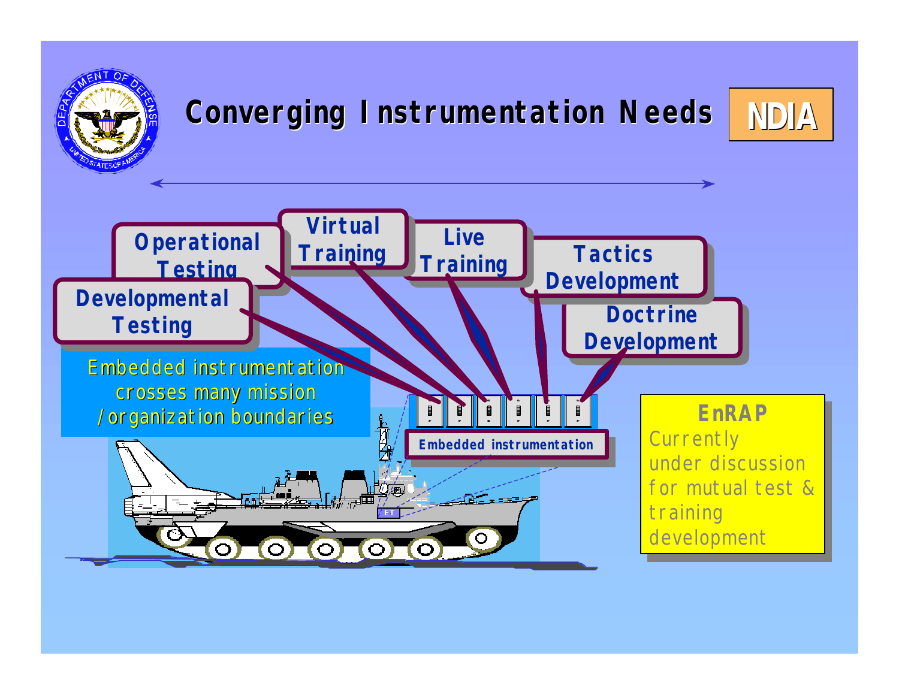# Converging Instrumentation Needs

NDIA

- Operational Testing
- Virtual Training
- Live Training
- Tactics Development
- Developmental Testing
- Doctrine Development

Embedded instrumentation crosses many mission /organization boundaries

Embedded instrumentation

ET

**EnRAP**

Currently under discussion for mutual test & training development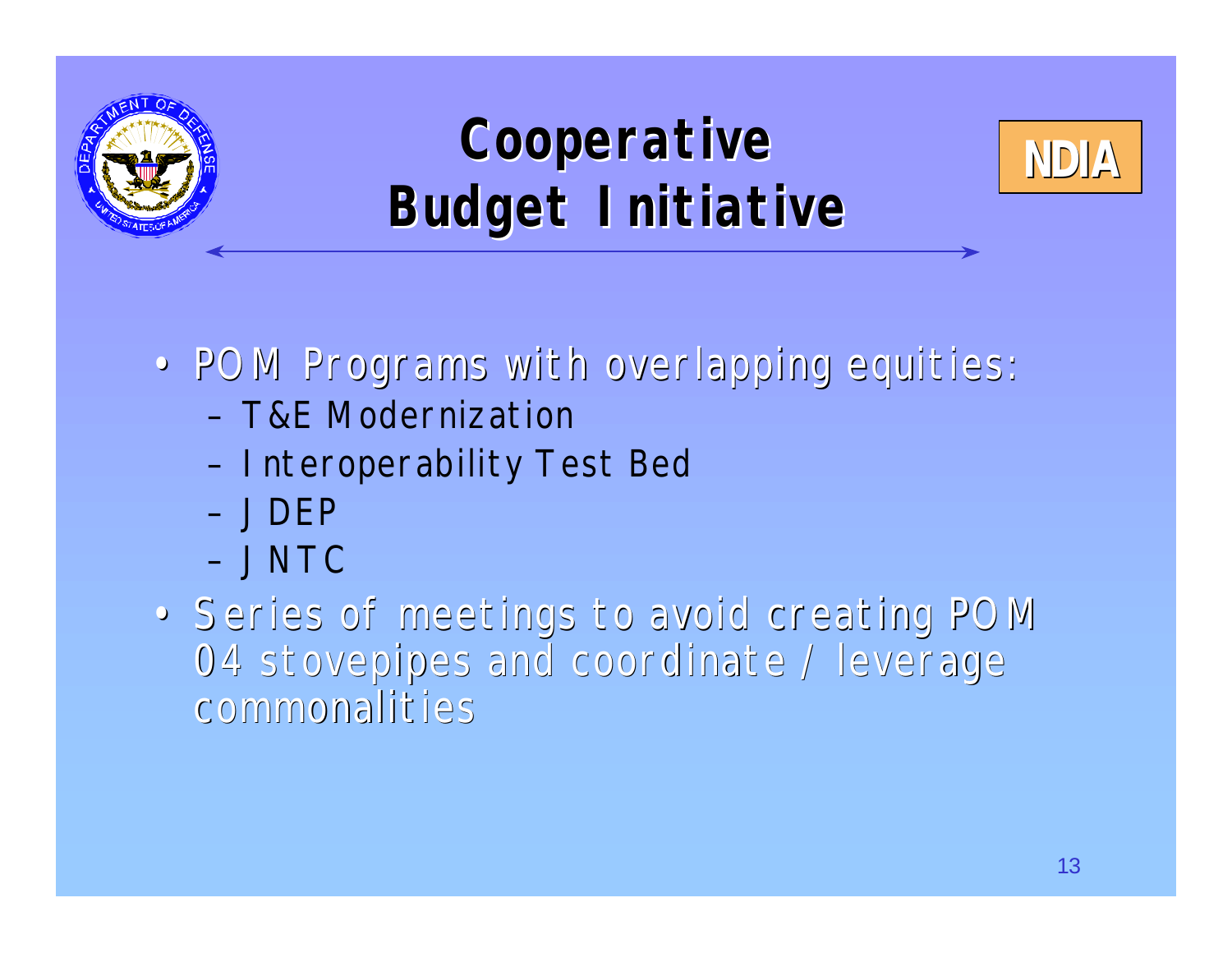# Cooperative Budget Initiative

- POM Programs with overlapping equities:
  - T&E Modernization
  - Interoperability Test Bed
  - JDEP
  - JNTC
- Series of meetings to avoid creating POM 04 stovepipes and coordinate / leverage commonalities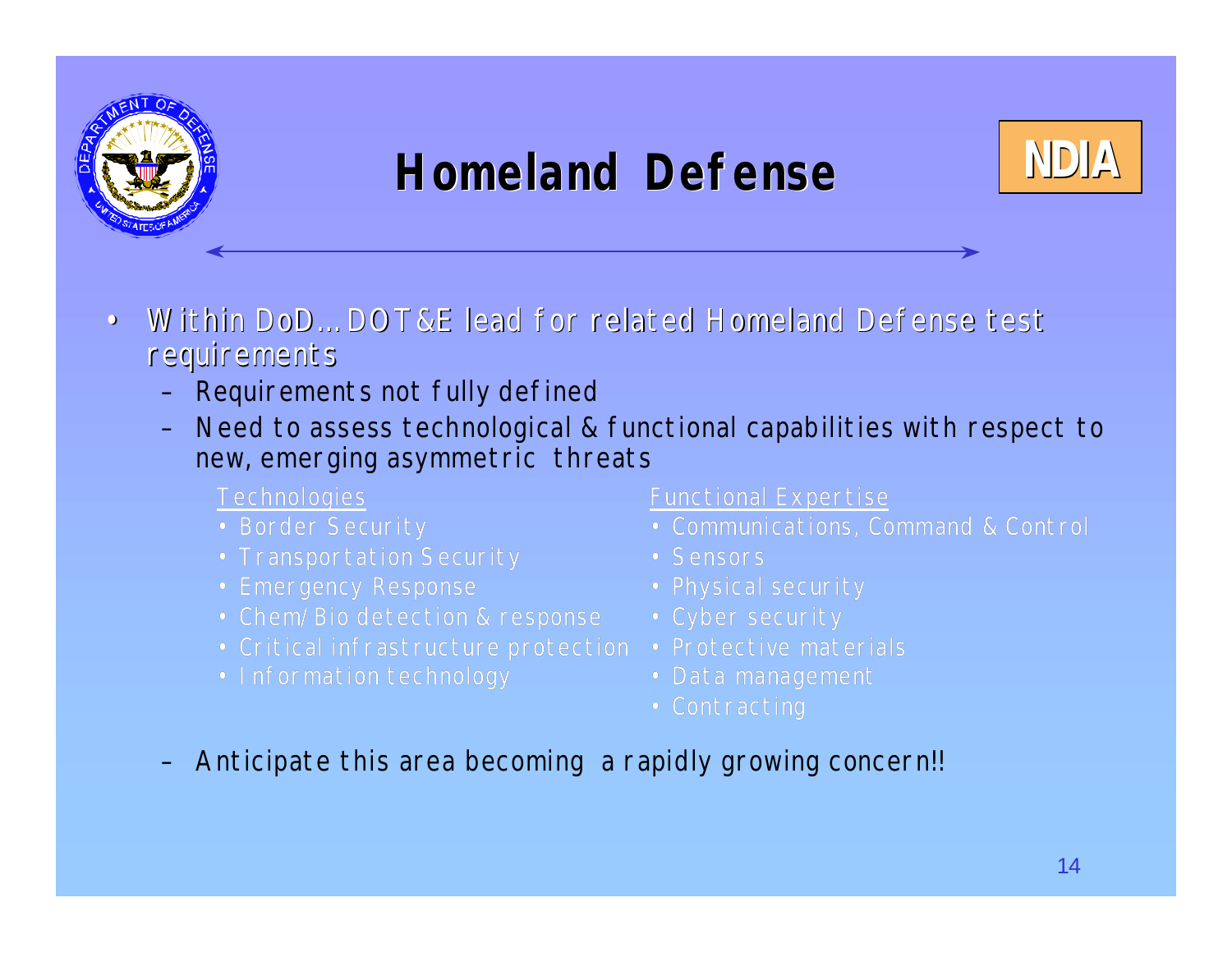# Homeland Defense

NDIA

- Within DoD…DOT&E lead for related Homeland Defense test requirements
  - Requirements not fully defined
  - Need to assess technological & functional capabilities with respect to new, emerging asymmetric threats

    Technologies
    - Border Security
    - Transportation Security
    - Emergency Response
    - Chem/Bio detection & response
    - Critical infrastructure protection
    - Information technology

    Functional Expertise
    - Communications, Command & Control
    - Sensors
    - Physical security
    - Cyber security
    - Protective materials
    - Data management
    - Contracting

  - Anticipate this area becoming a rapidly growing concern!!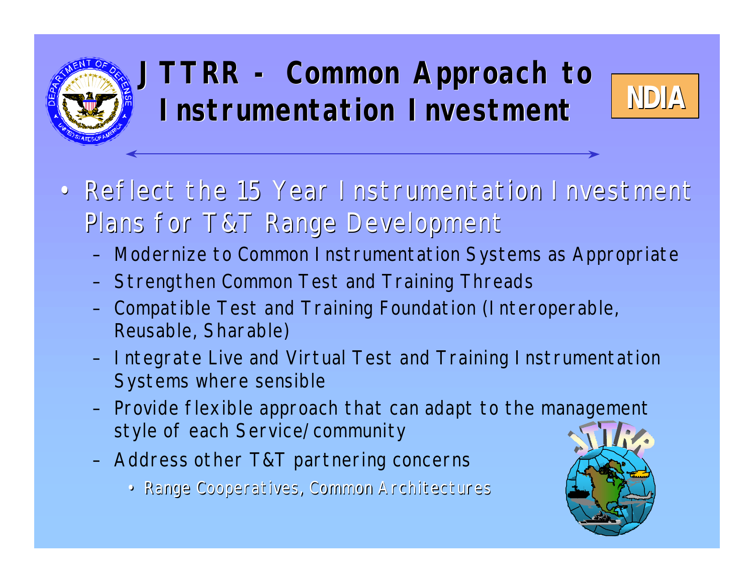# JTTRR - Common Approach to Instrumentation Investment

NDIA

- Reflect the 15 Year Instrumentation Investment Plans for T&T Range Development
  - Modernize to Common Instrumentation Systems as Appropriate
  - Strengthen Common Test and Training Threads
  - Compatible Test and Training Foundation (Interoperable, Reusable, Sharable)
  - Integrate Live and Virtual Test and Training Instrumentation Systems where sensible
  - Provide flexible approach that can adapt to the management style of each Service/community
  - Address other T&T partnering concerns
    - Range Cooperatives, Common Architectures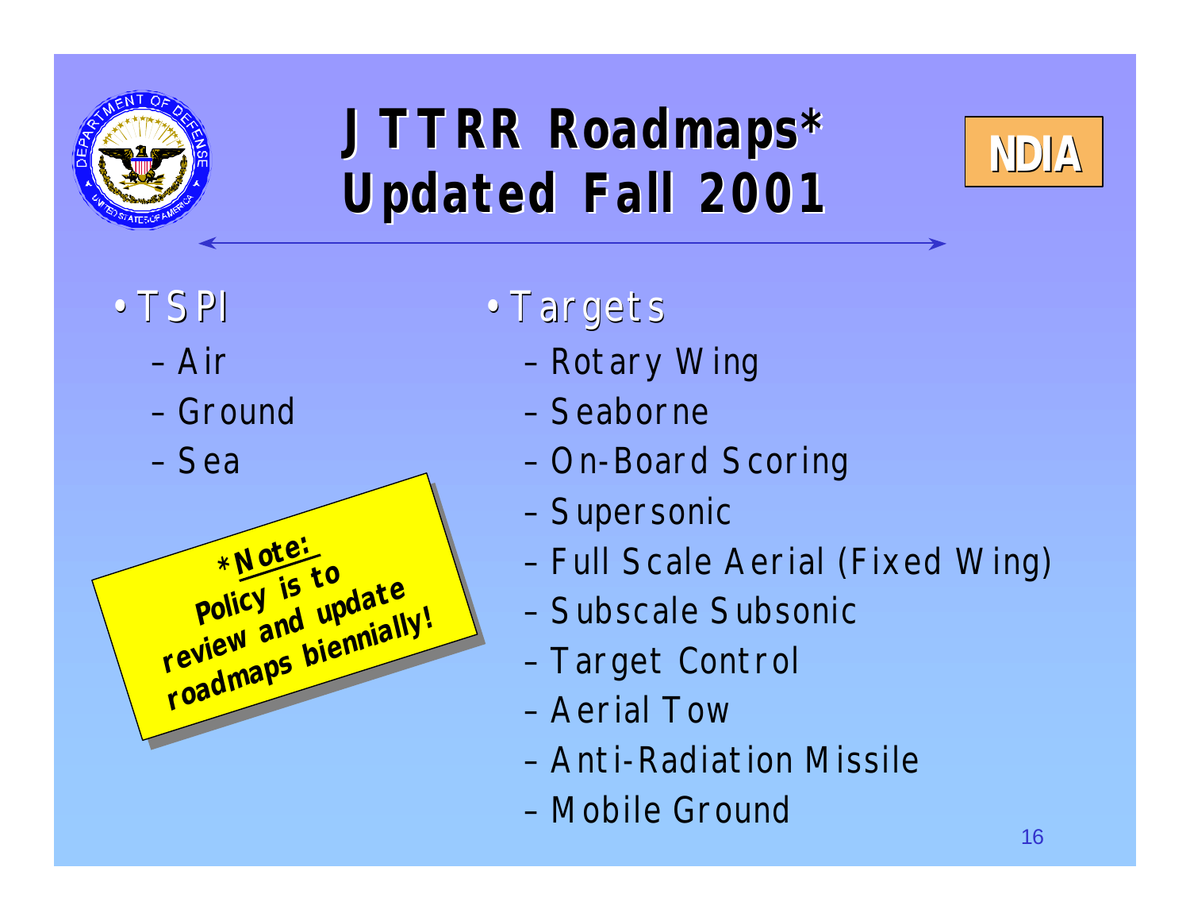# JTTRR Roadmaps* Updated Fall 2001

- TSPI
  - Air
  - Ground
  - Sea

**\*Note:** **Policy is to review and update roadmaps biennially!**

- Targets
  - Rotary Wing
  - Seaborne
  - On-Board Scoring
  - Supersonic
  - Full Scale Aerial (Fixed Wing)
  - Subscale Subsonic
  - Target Control
  - Aerial Tow
  - Anti-Radiation Missile
  - Mobile Ground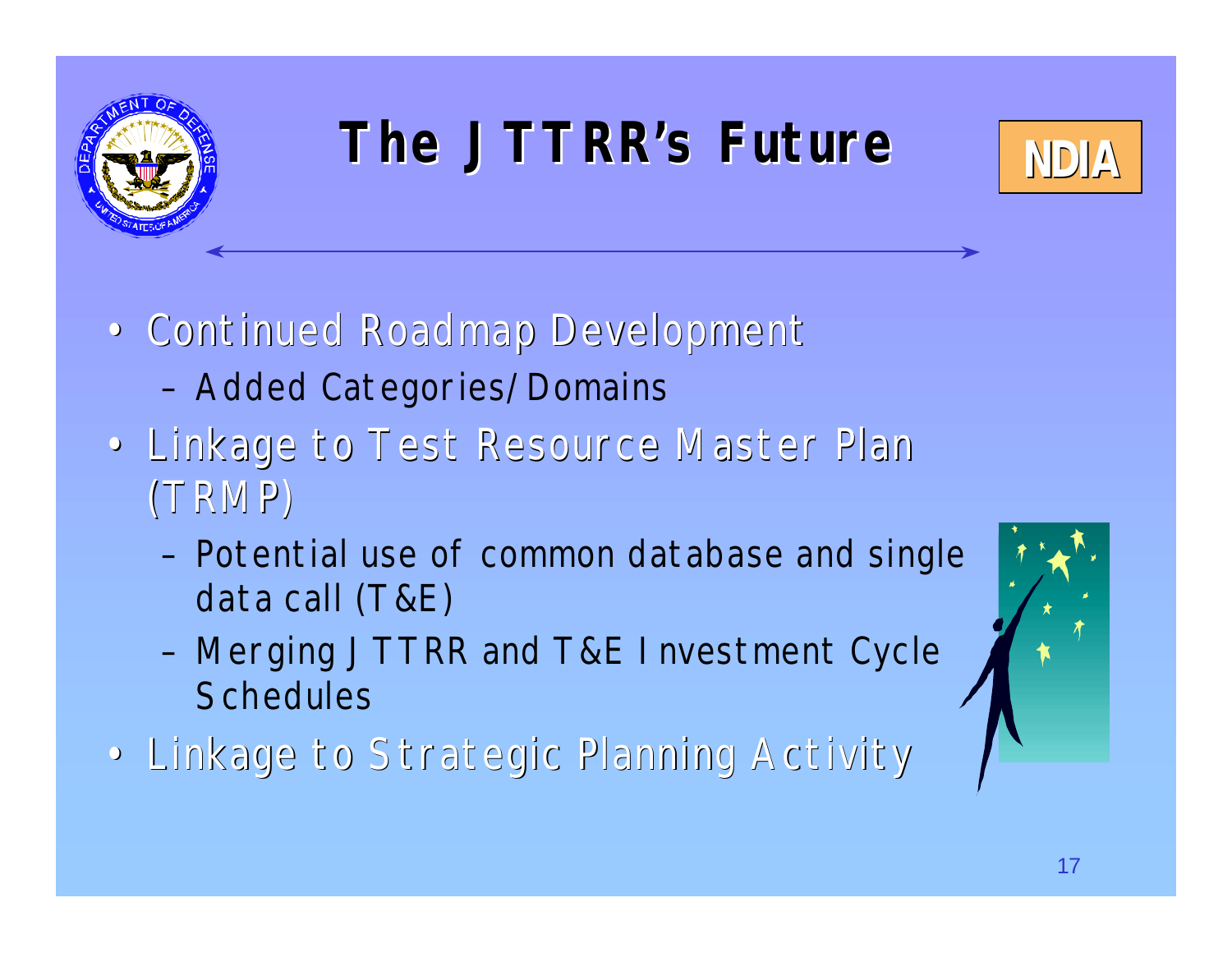# The JTTRR's Future

- Continued Roadmap Development
  - Added Categories/Domains
- Linkage to Test Resource Master Plan (TRMP)
  - Potential use of common database and single data call (T&E)
  - Merging JTTRR and T&E Investment Cycle Schedules
- Linkage to Strategic Planning Activity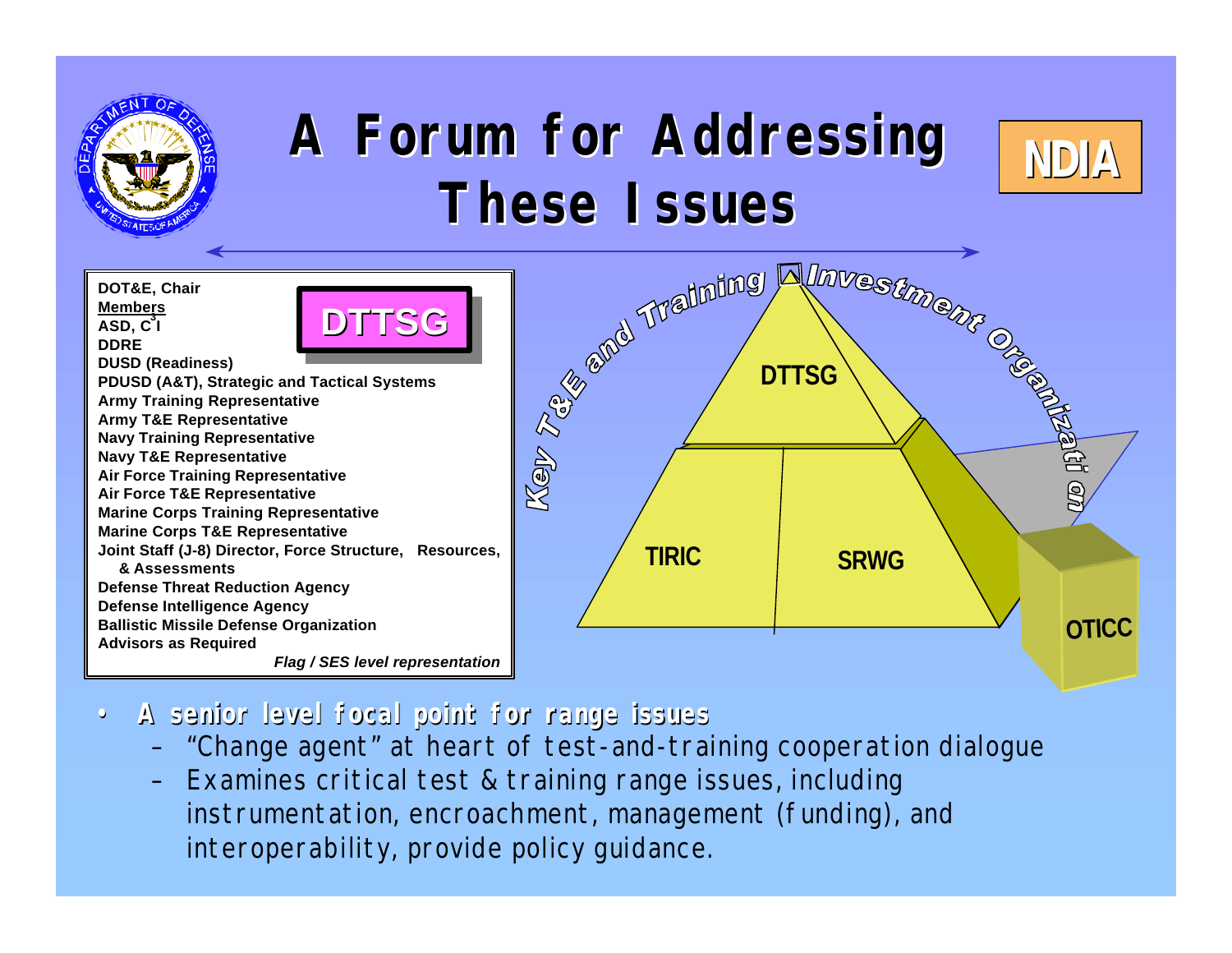# A Forum for Addressing These Issues

NDIA

**DOT&E, Chair**
**Members**
**ASD, $C^3I$**
**DDRE**
**DUSD (Readiness)**
**PDUSD (A&T), Strategic and Tactical Systems**
**Army Training Representative**
**Army T&E Representative**
**Navy Training Representative**
**Navy T&E Representative**
**Air Force Training Representative**
**Air Force T&E Representative**
**Marine Corps Training Representative**
**Marine Corps T&E Representative**
**Joint Staff (J-8) Director, Force Structure, Resources, & Assessments**
**Defense Threat Reduction Agency**
**Defense Intelligence Agency**
**Ballistic Missile Defense Organization**
**Advisors as Required**

***Flag / SES level representation***

**DTTSG**

Key T&E and Training Investment Organization

DTTSG

TIRIC

SRWG

OTICC

- **A senior level focal point for range issues**
  - "Change agent" at heart of test-and-training cooperation dialogue
  - Examines critical test & training range issues, including instrumentation, encroachment, management (funding), and interoperability, provide policy guidance.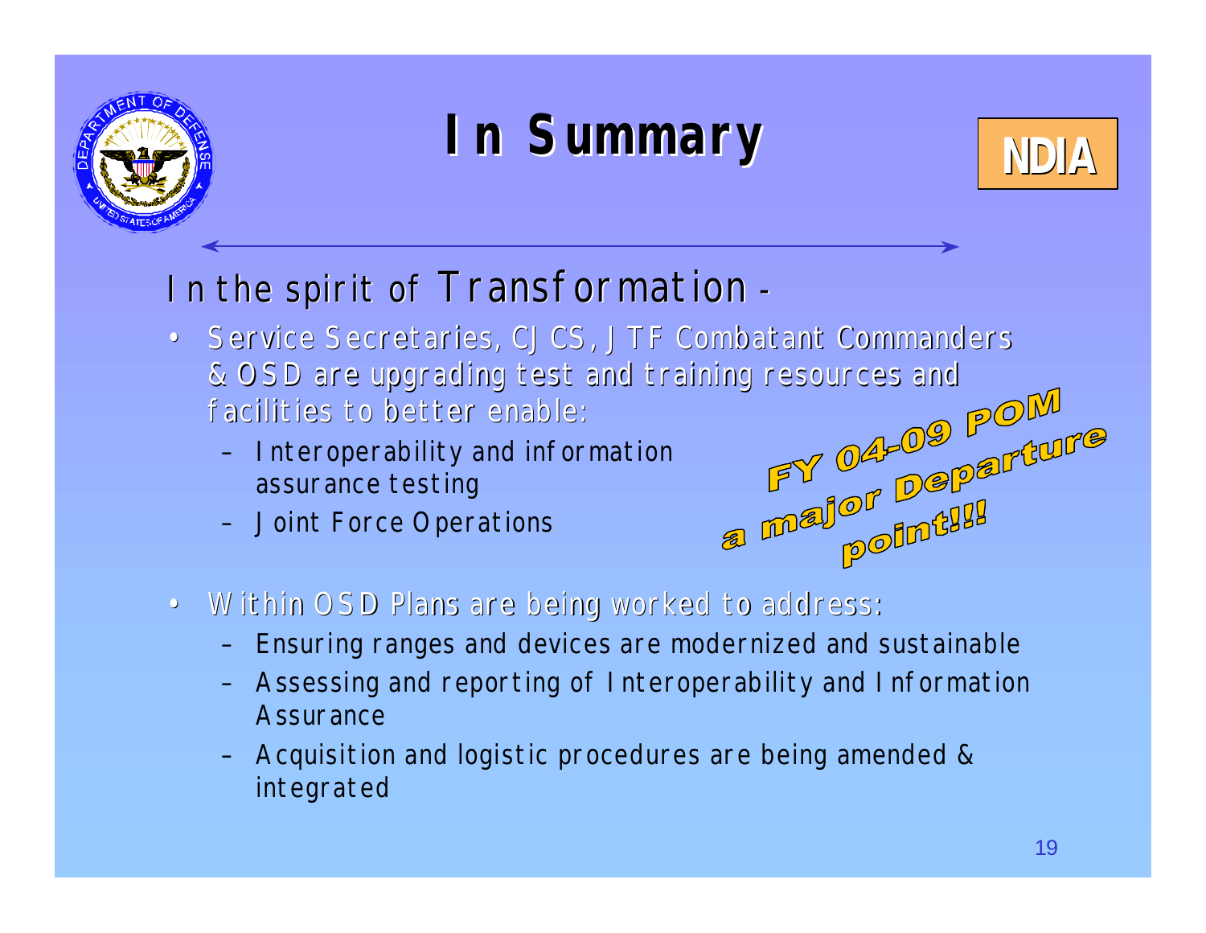# In Summary

NDIA

In the spirit of Transformation -

- Service Secretaries, CJCS, JTF Combatant Commanders & OSD are upgrading test and training resources and facilities to better enable:
  - Interoperability and information assurance testing
  - Joint Force Operations

**FY 04-09 POM a major Departure point!!!**

- Within OSD Plans are being worked to address:
  - Ensuring ranges and devices are modernized and sustainable
  - Assessing and reporting of Interoperability and Information Assurance
  - Acquisition and logistic procedures are being amended & integrated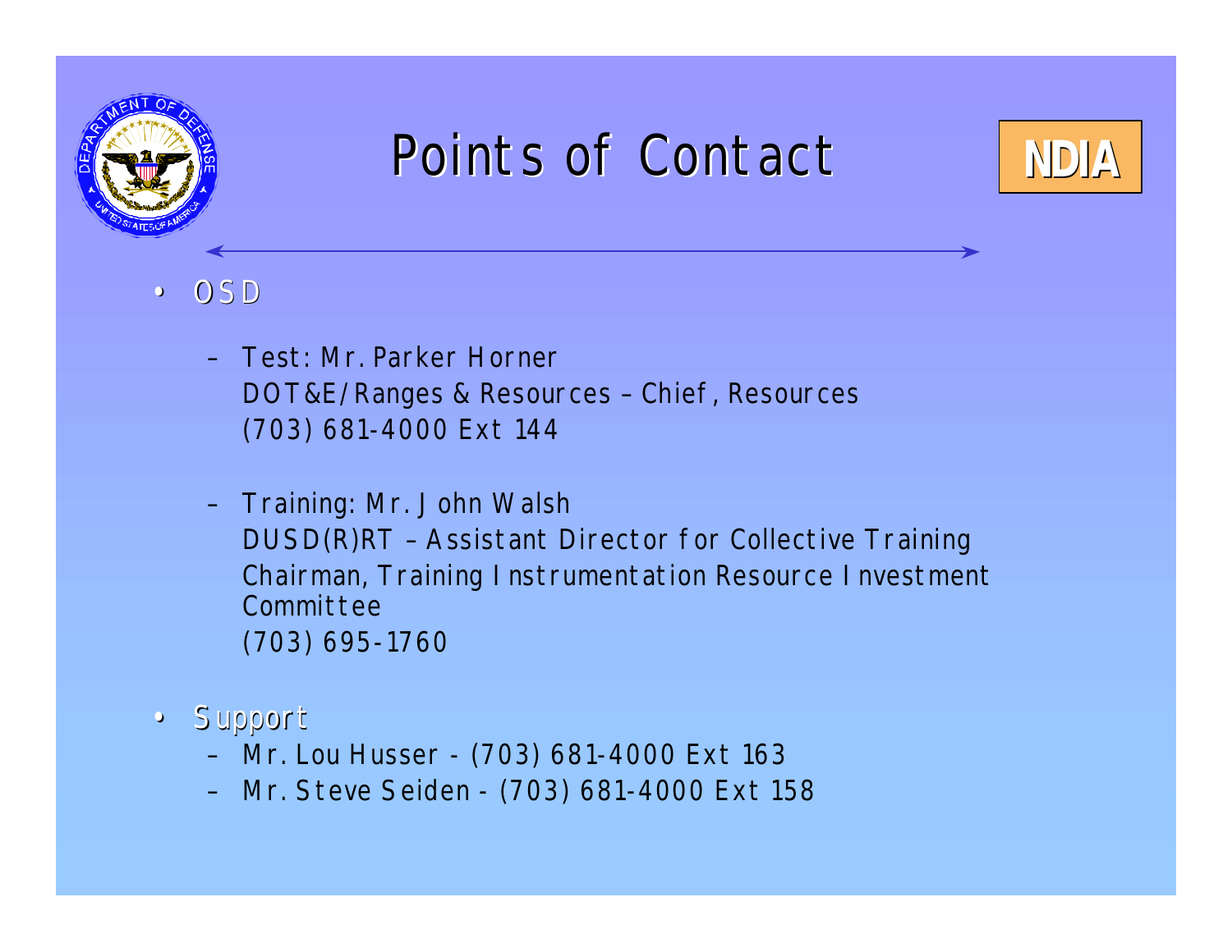# Points of Contact

NDIA

- OSD
  - Test: Mr. Parker Horner
    DOT&E/Ranges & Resources – Chief, Resources
    (703) 681-4000 Ext 144
  - Training: Mr. John Walsh
    DUSD(R)RT – Assistant Director for Collective Training
    Chairman, Training Instrumentation Resource Investment Committee
    (703) 695-1760
- Support
  - Mr. Lou Husser - (703) 681-4000 Ext 163
  - Mr. Steve Seiden - (703) 681-4000 Ext 158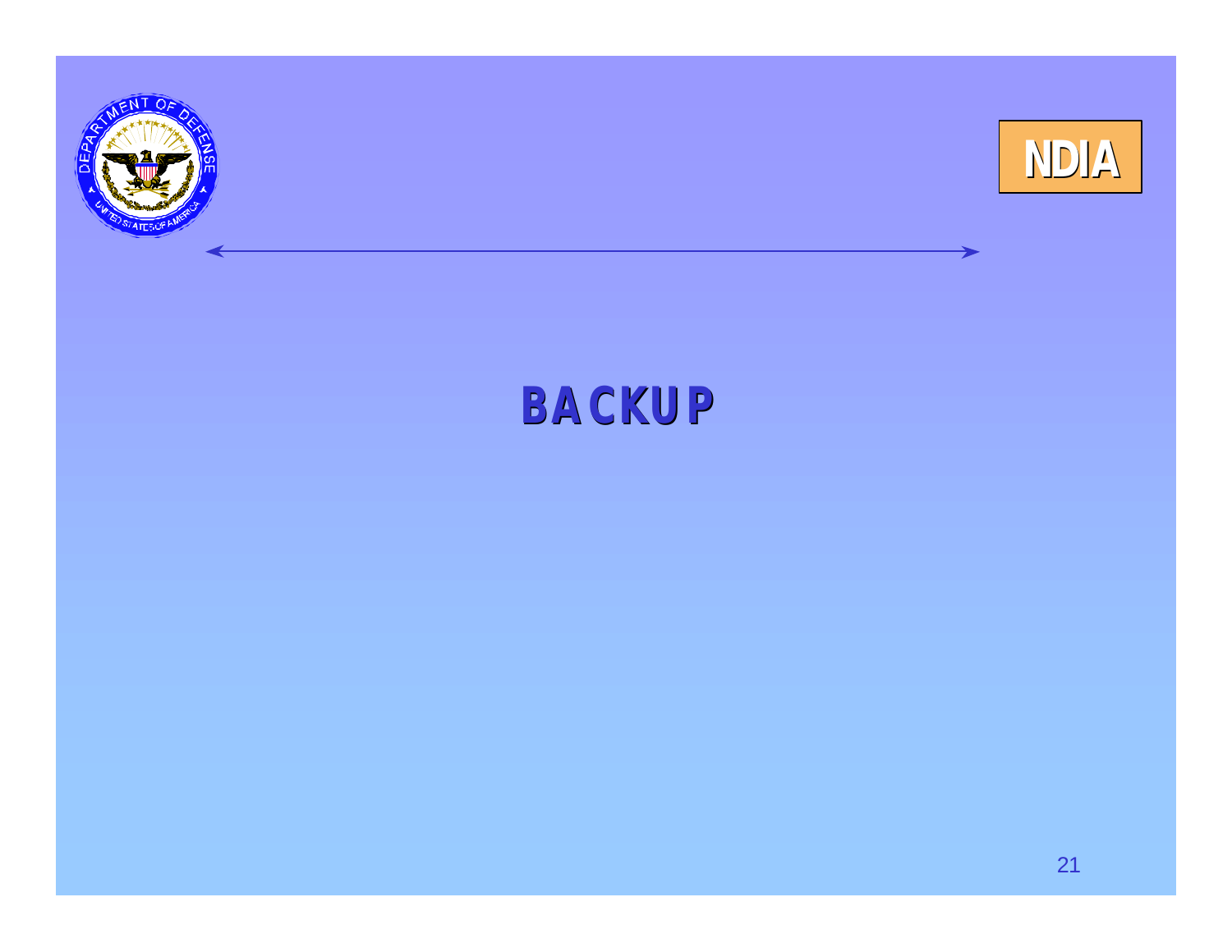# BACKUP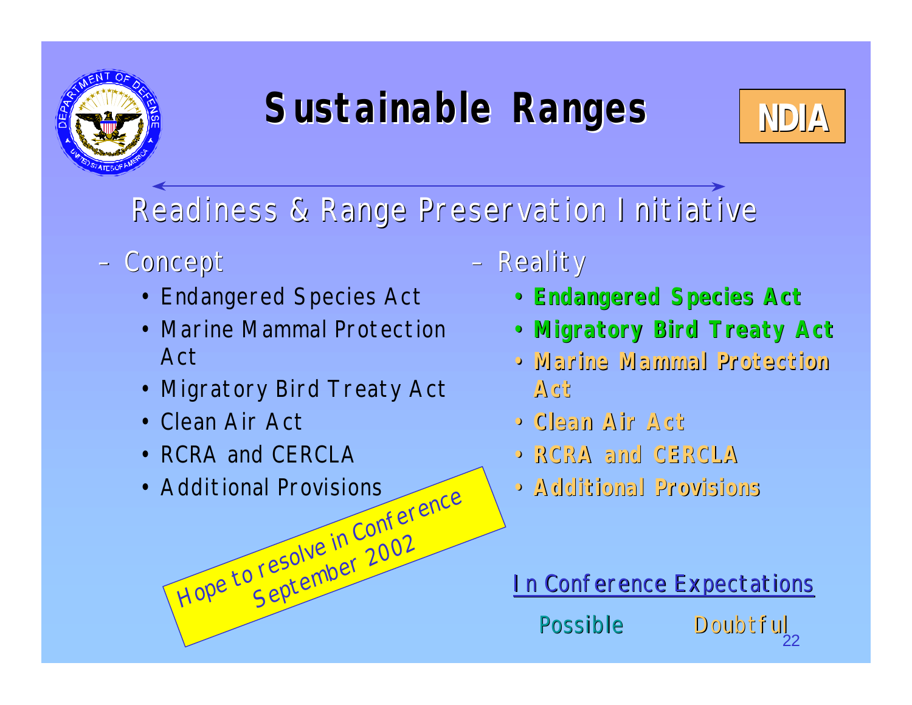# Sustainable Ranges

NDIA

## Readiness & Range Preservation Initiative

– Concept
- Endangered Species Act
- Marine Mammal Protection Act
- Migratory Bird Treaty Act
- Clean Air Act
- RCRA and CERCLA
- Additional Provisions

Hope to resolve in Conference September 2002

– Reality
- **Endangered Species Act**
- **Migratory Bird Treaty Act**
- **Marine Mammal Protection Act**
- **Clean Air Act**
- **RCRA and CERCLA**
- **Additional Provisions**

In Conference Expectations

Possible Doubtful